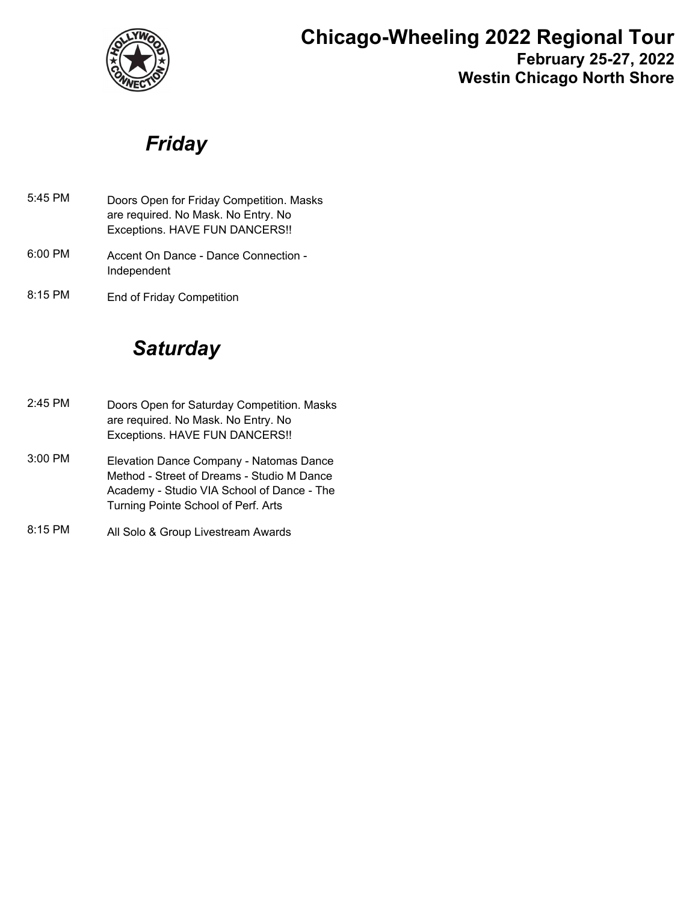# Chicago-Wheeling 2022 Regional Tour

**February 25-27, 2022**
**Westin Chicago North Shore**

## *Friday*

| | |
|---|---|
| 5:45 PM | Doors Open for Friday Competition. Masks are required. No Mask. No Entry. No Exceptions. HAVE FUN DANCERS!! |
| 6:00 PM | Accent On Dance - Dance Connection - Independent |
| 8:15 PM | End of Friday Competition |

## *Saturday*

| | |
|---|---|
| 2:45 PM | Doors Open for Saturday Competition. Masks are required. No Mask. No Entry. No Exceptions. HAVE FUN DANCERS!! |
| 3:00 PM | Elevation Dance Company - Natomas Dance Method - Street of Dreams - Studio M Dance Academy - Studio VIA School of Dance - The Turning Pointe School of Perf. Arts |
| 8:15 PM | All Solo & Group Livestream Awards |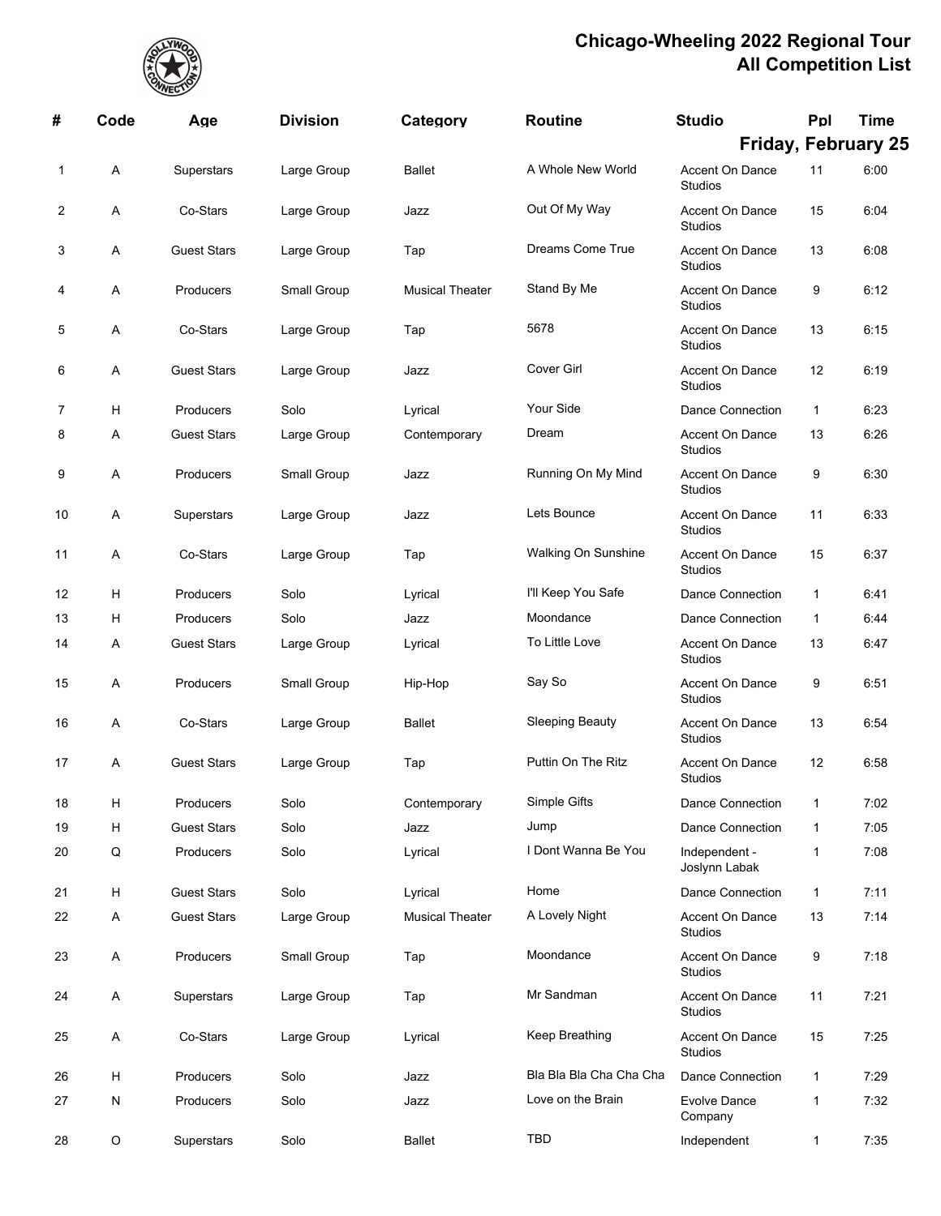# Chicago-Wheeling 2022 Regional Tour
## All Competition List

### Friday, February 25

| # | Code | Age | Division | Category | Routine | Studio | Ppl | Time |
|---|---|---|---|---|---|---|---|---|
| 1 | A | Superstars | Large Group | Ballet | A Whole New World | Accent On Dance Studios | 11 | 6:00 |
| 2 | A | Co-Stars | Large Group | Jazz | Out Of My Way | Accent On Dance Studios | 15 | 6:04 |
| 3 | A | Guest Stars | Large Group | Tap | Dreams Come True | Accent On Dance Studios | 13 | 6:08 |
| 4 | A | Producers | Small Group | Musical Theater | Stand By Me | Accent On Dance Studios | 9 | 6:12 |
| 5 | A | Co-Stars | Large Group | Tap | 5678 | Accent On Dance Studios | 13 | 6:15 |
| 6 | A | Guest Stars | Large Group | Jazz | Cover Girl | Accent On Dance Studios | 12 | 6:19 |
| 7 | H | Producers | Solo | Lyrical | Your Side | Dance Connection | 1 | 6:23 |
| 8 | A | Guest Stars | Large Group | Contemporary | Dream | Accent On Dance Studios | 13 | 6:26 |
| 9 | A | Producers | Small Group | Jazz | Running On My Mind | Accent On Dance Studios | 9 | 6:30 |
| 10 | A | Superstars | Large Group | Jazz | Lets Bounce | Accent On Dance Studios | 11 | 6:33 |
| 11 | A | Co-Stars | Large Group | Tap | Walking On Sunshine | Accent On Dance Studios | 15 | 6:37 |
| 12 | H | Producers | Solo | Lyrical | I'll Keep You Safe | Dance Connection | 1 | 6:41 |
| 13 | H | Producers | Solo | Jazz | Moondance | Dance Connection | 1 | 6:44 |
| 14 | A | Guest Stars | Large Group | Lyrical | To Little Love | Accent On Dance Studios | 13 | 6:47 |
| 15 | A | Producers | Small Group | Hip-Hop | Say So | Accent On Dance Studios | 9 | 6:51 |
| 16 | A | Co-Stars | Large Group | Ballet | Sleeping Beauty | Accent On Dance Studios | 13 | 6:54 |
| 17 | A | Guest Stars | Large Group | Tap | Puttin On The Ritz | Accent On Dance Studios | 12 | 6:58 |
| 18 | H | Producers | Solo | Contemporary | Simple Gifts | Dance Connection | 1 | 7:02 |
| 19 | H | Guest Stars | Solo | Jazz | Jump | Dance Connection | 1 | 7:05 |
| 20 | Q | Producers | Solo | Lyrical | I Dont Wanna Be You | Independent - Joslynn Labak | 1 | 7:08 |
| 21 | H | Guest Stars | Solo | Lyrical | Home | Dance Connection | 1 | 7:11 |
| 22 | A | Guest Stars | Large Group | Musical Theater | A Lovely Night | Accent On Dance Studios | 13 | 7:14 |
| 23 | A | Producers | Small Group | Tap | Moondance | Accent On Dance Studios | 9 | 7:18 |
| 24 | A | Superstars | Large Group | Tap | Mr Sandman | Accent On Dance Studios | 11 | 7:21 |
| 25 | A | Co-Stars | Large Group | Lyrical | Keep Breathing | Accent On Dance Studios | 15 | 7:25 |
| 26 | H | Producers | Solo | Jazz | Bla Bla Bla Cha Cha Cha | Dance Connection | 1 | 7:29 |
| 27 | N | Producers | Solo | Jazz | Love on the Brain | Evolve Dance Company | 1 | 7:32 |
| 28 | O | Superstars | Solo | Ballet | TBD | Independent | 1 | 7:35 |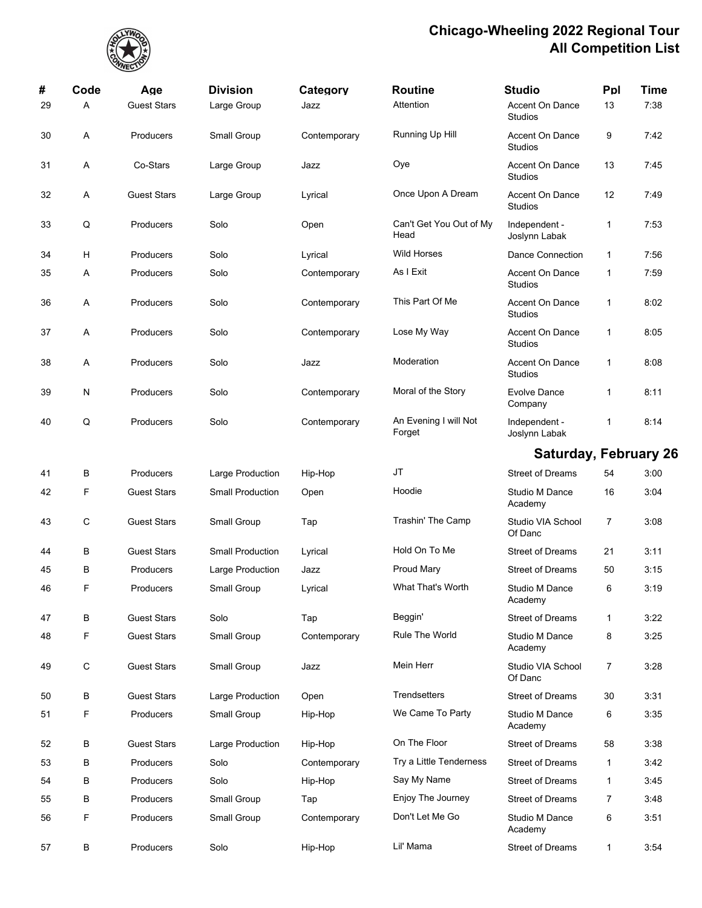# Chicago-Wheeling 2022 Regional Tour
## All Competition List

| # | Code | Age | Division | Category | Routine | Studio | Ppl | Time |
|---|---|---|---|---|---|---|---|---|
| 29 | A | Guest Stars | Large Group | Jazz | Attention | Accent On Dance Studios | 13 | 7:38 |
| 30 | A | Producers | Small Group | Contemporary | Running Up Hill | Accent On Dance Studios | 9 | 7:42 |
| 31 | A | Co-Stars | Large Group | Jazz | Oye | Accent On Dance Studios | 13 | 7:45 |
| 32 | A | Guest Stars | Large Group | Lyrical | Once Upon A Dream | Accent On Dance Studios | 12 | 7:49 |
| 33 | Q | Producers | Solo | Open | Can't Get You Out of My Head | Independent - Joslynn Labak | 1 | 7:53 |
| 34 | H | Producers | Solo | Lyrical | Wild Horses | Dance Connection | 1 | 7:56 |
| 35 | A | Producers | Solo | Contemporary | As I Exit | Accent On Dance Studios | 1 | 7:59 |
| 36 | A | Producers | Solo | Contemporary | This Part Of Me | Accent On Dance Studios | 1 | 8:02 |
| 37 | A | Producers | Solo | Contemporary | Lose My Way | Accent On Dance Studios | 1 | 8:05 |
| 38 | A | Producers | Solo | Jazz | Moderation | Accent On Dance Studios | 1 | 8:08 |
| 39 | N | Producers | Solo | Contemporary | Moral of the Story | Evolve Dance Company | 1 | 8:11 |
| 40 | Q | Producers | Solo | Contemporary | An Evening I will Not Forget | Independent - Joslynn Labak | 1 | 8:14 |

## Saturday, February 26

| # | Code | Age | Division | Category | Routine | Studio | Ppl | Time |
|---|---|---|---|---|---|---|---|---|
| 41 | B | Producers | Large Production | Hip-Hop | JT | Street of Dreams | 54 | 3:00 |
| 42 | F | Guest Stars | Small Production | Open | Hoodie | Studio M Dance Academy | 16 | 3:04 |
| 43 | C | Guest Stars | Small Group | Tap | Trashin' The Camp | Studio VIA School Of Danc | 7 | 3:08 |
| 44 | B | Guest Stars | Small Production | Lyrical | Hold On To Me | Street of Dreams | 21 | 3:11 |
| 45 | B | Producers | Large Production | Jazz | Proud Mary | Street of Dreams | 50 | 3:15 |
| 46 | F | Producers | Small Group | Lyrical | What That's Worth | Studio M Dance Academy | 6 | 3:19 |
| 47 | B | Guest Stars | Solo | Tap | Beggin' | Street of Dreams | 1 | 3:22 |
| 48 | F | Guest Stars | Small Group | Contemporary | Rule The World | Studio M Dance Academy | 8 | 3:25 |
| 49 | C | Guest Stars | Small Group | Jazz | Mein Herr | Studio VIA School Of Danc | 7 | 3:28 |
| 50 | B | Guest Stars | Large Production | Open | Trendsetters | Street of Dreams | 30 | 3:31 |
| 51 | F | Producers | Small Group | Hip-Hop | We Came To Party | Studio M Dance Academy | 6 | 3:35 |
| 52 | B | Guest Stars | Large Production | Hip-Hop | On The Floor | Street of Dreams | 58 | 3:38 |
| 53 | B | Producers | Solo | Contemporary | Try a Little Tenderness | Street of Dreams | 1 | 3:42 |
| 54 | B | Producers | Solo | Hip-Hop | Say My Name | Street of Dreams | 1 | 3:45 |
| 55 | B | Producers | Small Group | Tap | Enjoy The Journey | Street of Dreams | 7 | 3:48 |
| 56 | F | Producers | Small Group | Contemporary | Don't Let Me Go | Studio M Dance Academy | 6 | 3:51 |
| 57 | B | Producers | Solo | Hip-Hop | Lil' Mama | Street of Dreams | 1 | 3:54 |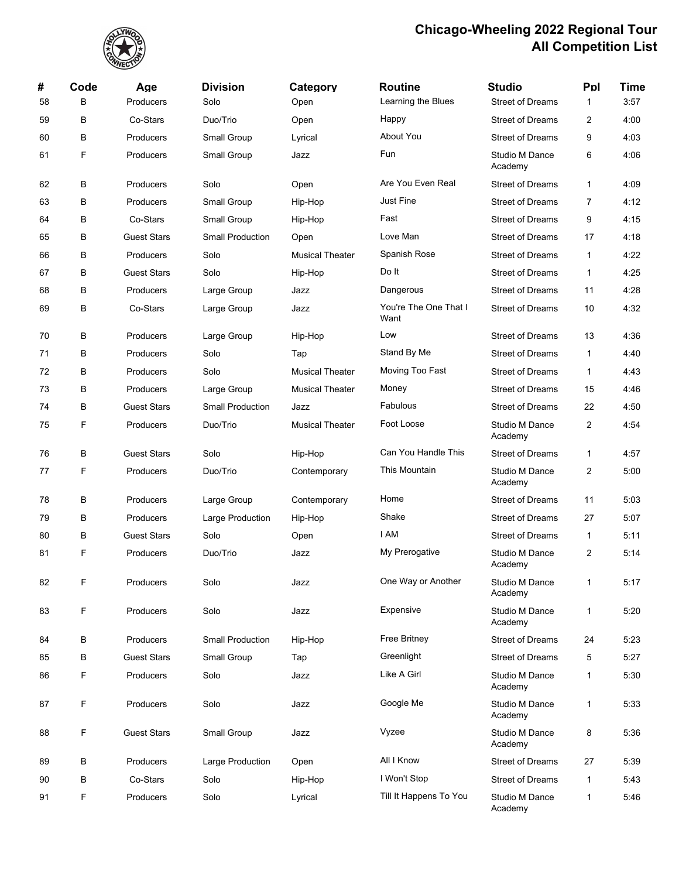# Chicago-Wheeling 2022 Regional Tour
## All Competition List

| # | Code | Age | Division | Category | Routine | Studio | Ppl | Time |
|---|---|---|---|---|---|---|---|---|
| 58 | B | Producers | Solo | Open | Learning the Blues | Street of Dreams | 1 | 3:57 |
| 59 | B | Co-Stars | Duo/Trio | Open | Happy | Street of Dreams | 2 | 4:00 |
| 60 | B | Producers | Small Group | Lyrical | About You | Street of Dreams | 9 | 4:03 |
| 61 | F | Producers | Small Group | Jazz | Fun | Studio M Dance Academy | 6 | 4:06 |
| 62 | B | Producers | Solo | Open | Are You Even Real | Street of Dreams | 1 | 4:09 |
| 63 | B | Producers | Small Group | Hip-Hop | Just Fine | Street of Dreams | 7 | 4:12 |
| 64 | B | Co-Stars | Small Group | Hip-Hop | Fast | Street of Dreams | 9 | 4:15 |
| 65 | B | Guest Stars | Small Production | Open | Love Man | Street of Dreams | 17 | 4:18 |
| 66 | B | Producers | Solo | Musical Theater | Spanish Rose | Street of Dreams | 1 | 4:22 |
| 67 | B | Guest Stars | Solo | Hip-Hop | Do It | Street of Dreams | 1 | 4:25 |
| 68 | B | Producers | Large Group | Jazz | Dangerous | Street of Dreams | 11 | 4:28 |
| 69 | B | Co-Stars | Large Group | Jazz | You're The One That I Want | Street of Dreams | 10 | 4:32 |
| 70 | B | Producers | Large Group | Hip-Hop | Low | Street of Dreams | 13 | 4:36 |
| 71 | B | Producers | Solo | Tap | Stand By Me | Street of Dreams | 1 | 4:40 |
| 72 | B | Producers | Solo | Musical Theater | Moving Too Fast | Street of Dreams | 1 | 4:43 |
| 73 | B | Producers | Large Group | Musical Theater | Money | Street of Dreams | 15 | 4:46 |
| 74 | B | Guest Stars | Small Production | Jazz | Fabulous | Street of Dreams | 22 | 4:50 |
| 75 | F | Producers | Duo/Trio | Musical Theater | Foot Loose | Studio M Dance Academy | 2 | 4:54 |
| 76 | B | Guest Stars | Solo | Hip-Hop | Can You Handle This | Street of Dreams | 1 | 4:57 |
| 77 | F | Producers | Duo/Trio | Contemporary | This Mountain | Studio M Dance Academy | 2 | 5:00 |
| 78 | B | Producers | Large Group | Contemporary | Home | Street of Dreams | 11 | 5:03 |
| 79 | B | Producers | Large Production | Hip-Hop | Shake | Street of Dreams | 27 | 5:07 |
| 80 | B | Guest Stars | Solo | Open | I AM | Street of Dreams | 1 | 5:11 |
| 81 | F | Producers | Duo/Trio | Jazz | My Prerogative | Studio M Dance Academy | 2 | 5:14 |
| 82 | F | Producers | Solo | Jazz | One Way or Another | Studio M Dance Academy | 1 | 5:17 |
| 83 | F | Producers | Solo | Jazz | Expensive | Studio M Dance Academy | 1 | 5:20 |
| 84 | B | Producers | Small Production | Hip-Hop | Free Britney | Street of Dreams | 24 | 5:23 |
| 85 | B | Guest Stars | Small Group | Tap | Greenlight | Street of Dreams | 5 | 5:27 |
| 86 | F | Producers | Solo | Jazz | Like A Girl | Studio M Dance Academy | 1 | 5:30 |
| 87 | F | Producers | Solo | Jazz | Google Me | Studio M Dance Academy | 1 | 5:33 |
| 88 | F | Guest Stars | Small Group | Jazz | Vyzee | Studio M Dance Academy | 8 | 5:36 |
| 89 | B | Producers | Large Production | Open | All I Know | Street of Dreams | 27 | 5:39 |
| 90 | B | Co-Stars | Solo | Hip-Hop | I Won't Stop | Street of Dreams | 1 | 5:43 |
| 91 | F | Producers | Solo | Lyrical | Till It Happens To You | Studio M Dance Academy | 1 | 5:46 |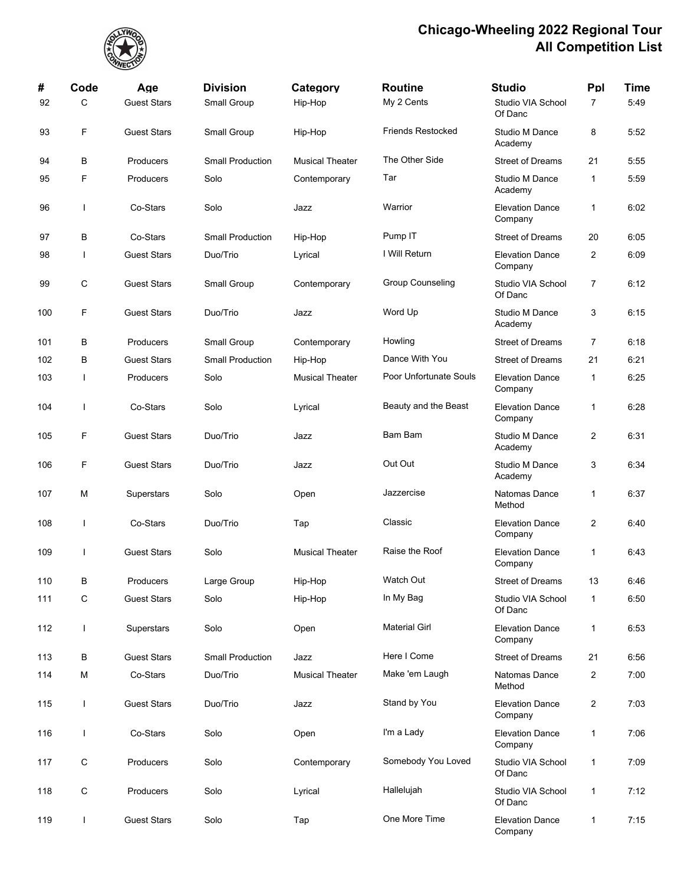# Chicago-Wheeling 2022 Regional Tour
## All Competition List

| # | Code | Age | Division | Category | Routine | Studio | Ppl | Time |
|---|---|---|---|---|---|---|---|---|
| 92 | C | Guest Stars | Small Group | Hip-Hop | My 2 Cents | Studio VIA School Of Danc | 7 | 5:49 |
| 93 | F | Guest Stars | Small Group | Hip-Hop | Friends Restocked | Studio M Dance Academy | 8 | 5:52 |
| 94 | B | Producers | Small Production | Musical Theater | The Other Side | Street of Dreams | 21 | 5:55 |
| 95 | F | Producers | Solo | Contemporary | Tar | Studio M Dance Academy | 1 | 5:59 |
| 96 | I | Co-Stars | Solo | Jazz | Warrior | Elevation Dance Company | 1 | 6:02 |
| 97 | B | Co-Stars | Small Production | Hip-Hop | Pump IT | Street of Dreams | 20 | 6:05 |
| 98 | I | Guest Stars | Duo/Trio | Lyrical | I Will Return | Elevation Dance Company | 2 | 6:09 |
| 99 | C | Guest Stars | Small Group | Contemporary | Group Counseling | Studio VIA School Of Danc | 7 | 6:12 |
| 100 | F | Guest Stars | Duo/Trio | Jazz | Word Up | Studio M Dance Academy | 3 | 6:15 |
| 101 | B | Producers | Small Group | Contemporary | Howling | Street of Dreams | 7 | 6:18 |
| 102 | B | Guest Stars | Small Production | Hip-Hop | Dance With You | Street of Dreams | 21 | 6:21 |
| 103 | I | Producers | Solo | Musical Theater | Poor Unfortunate Souls | Elevation Dance Company | 1 | 6:25 |
| 104 | I | Co-Stars | Solo | Lyrical | Beauty and the Beast | Elevation Dance Company | 1 | 6:28 |
| 105 | F | Guest Stars | Duo/Trio | Jazz | Bam Bam | Studio M Dance Academy | 2 | 6:31 |
| 106 | F | Guest Stars | Duo/Trio | Jazz | Out Out | Studio M Dance Academy | 3 | 6:34 |
| 107 | M | Superstars | Solo | Open | Jazzercise | Natomas Dance Method | 1 | 6:37 |
| 108 | I | Co-Stars | Duo/Trio | Tap | Classic | Elevation Dance Company | 2 | 6:40 |
| 109 | I | Guest Stars | Solo | Musical Theater | Raise the Roof | Elevation Dance Company | 1 | 6:43 |
| 110 | B | Producers | Large Group | Hip-Hop | Watch Out | Street of Dreams | 13 | 6:46 |
| 111 | C | Guest Stars | Solo | Hip-Hop | In My Bag | Studio VIA School Of Danc | 1 | 6:50 |
| 112 | I | Superstars | Solo | Open | Material Girl | Elevation Dance Company | 1 | 6:53 |
| 113 | B | Guest Stars | Small Production | Jazz | Here I Come | Street of Dreams | 21 | 6:56 |
| 114 | M | Co-Stars | Duo/Trio | Musical Theater | Make 'em Laugh | Natomas Dance Method | 2 | 7:00 |
| 115 | I | Guest Stars | Duo/Trio | Jazz | Stand by You | Elevation Dance Company | 2 | 7:03 |
| 116 | I | Co-Stars | Solo | Open | I'm a Lady | Elevation Dance Company | 1 | 7:06 |
| 117 | C | Producers | Solo | Contemporary | Somebody You Loved | Studio VIA School Of Danc | 1 | 7:09 |
| 118 | C | Producers | Solo | Lyrical | Hallelujah | Studio VIA School Of Danc | 1 | 7:12 |
| 119 | I | Guest Stars | Solo | Tap | One More Time | Elevation Dance Company | 1 | 7:15 |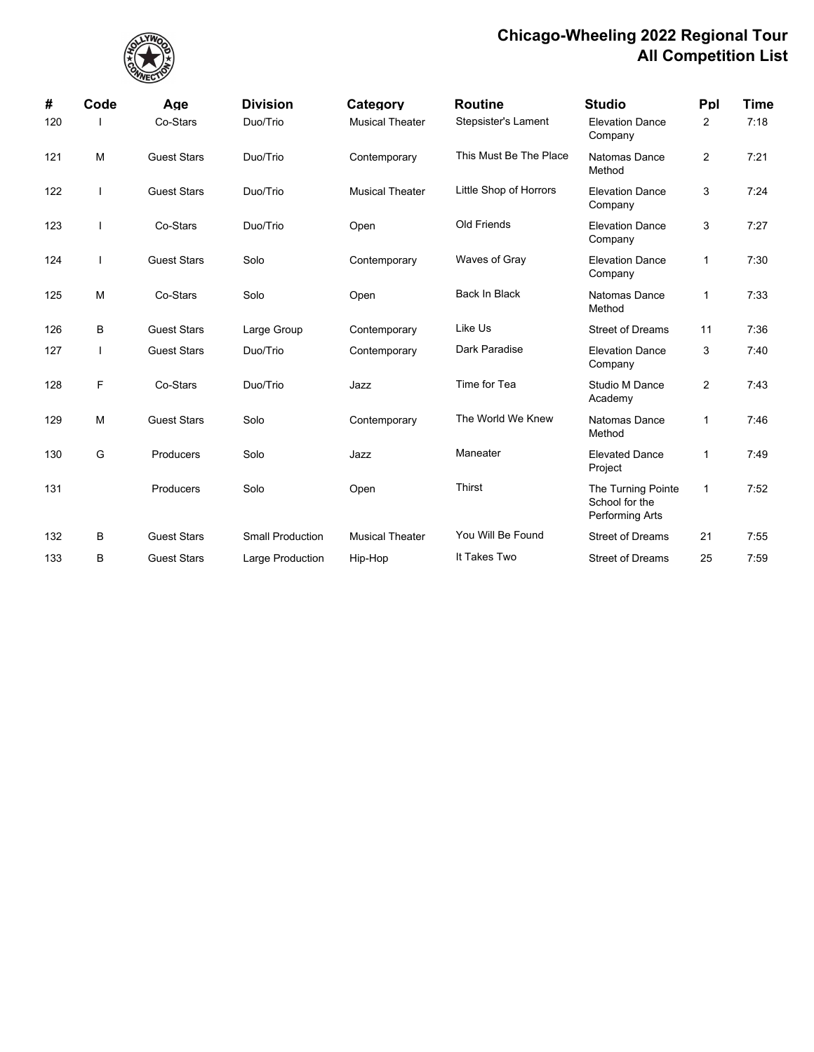# Chicago-Wheeling 2022 Regional Tour
## All Competition List

| # | Code | Age | Division | Category | Routine | Studio | Ppl | Time |
|---|---|---|---|---|---|---|---|---|
| 120 | I | Co-Stars | Duo/Trio | Musical Theater | Stepsister's Lament | Elevation Dance Company | 2 | 7:18 |
| 121 | M | Guest Stars | Duo/Trio | Contemporary | This Must Be The Place | Natomas Dance Method | 2 | 7:21 |
| 122 | I | Guest Stars | Duo/Trio | Musical Theater | Little Shop of Horrors | Elevation Dance Company | 3 | 7:24 |
| 123 | I | Co-Stars | Duo/Trio | Open | Old Friends | Elevation Dance Company | 3 | 7:27 |
| 124 | I | Guest Stars | Solo | Contemporary | Waves of Gray | Elevation Dance Company | 1 | 7:30 |
| 125 | M | Co-Stars | Solo | Open | Back In Black | Natomas Dance Method | 1 | 7:33 |
| 126 | B | Guest Stars | Large Group | Contemporary | Like Us | Street of Dreams | 11 | 7:36 |
| 127 | I | Guest Stars | Duo/Trio | Contemporary | Dark Paradise | Elevation Dance Company | 3 | 7:40 |
| 128 | F | Co-Stars | Duo/Trio | Jazz | Time for Tea | Studio M Dance Academy | 2 | 7:43 |
| 129 | M | Guest Stars | Solo | Contemporary | The World We Knew | Natomas Dance Method | 1 | 7:46 |
| 130 | G | Producers | Solo | Jazz | Maneater | Elevated Dance Project | 1 | 7:49 |
| 131 | | Producers | Solo | Open | Thirst | The Turning Pointe School for the Performing Arts | 1 | 7:52 |
| 132 | B | Guest Stars | Small Production | Musical Theater | You Will Be Found | Street of Dreams | 21 | 7:55 |
| 133 | B | Guest Stars | Large Production | Hip-Hop | It Takes Two | Street of Dreams | 25 | 7:59 |